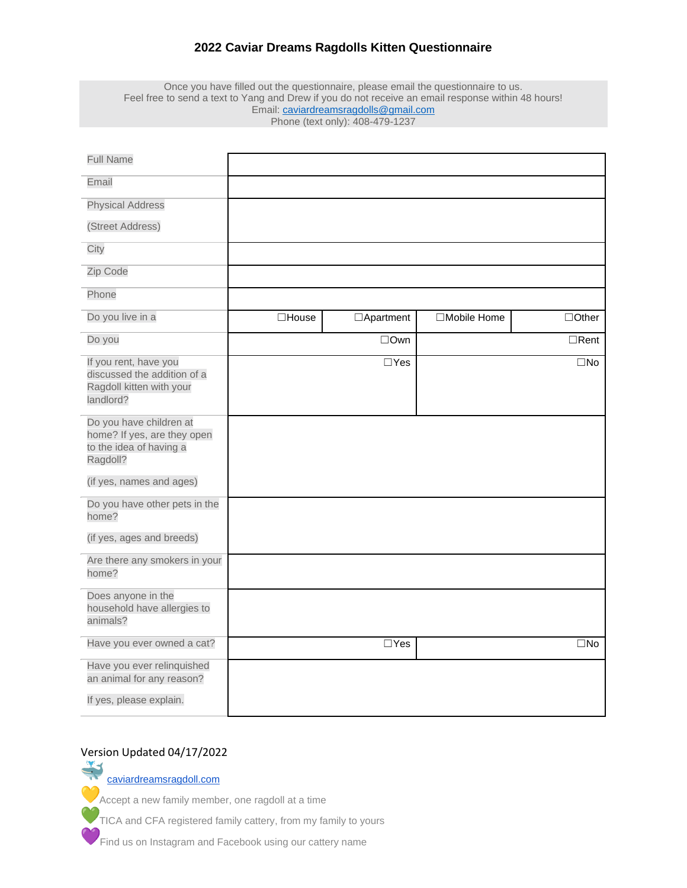# 2022 Caviar Dreams Ragdolls Kitten Questionnaire

Once you have filled out the questionnaire, please email the questionnaire to us.
Feel free to send a text to Yang and Drew if you do not receive an email response within 48 hours!
Email: caviardreamsragdolls@gmail.com
Phone (text only): 408-479-1237

| | | | | |
|---|---|---|---|---|
| Full Name | | | | |
| Email | | | | |
| Physical Address<br>(Street Address) | | | | |
| City | | | | |
| Zip Code | | | | |
| Phone | | | | |
| Do you live in a | ☐House | ☐Apartment | ☐Mobile Home | ☐Other |
| Do you | ☐Own | | ☐Rent | |
| If you rent, have you discussed the addition of a Ragdoll kitten with your landlord? | ☐Yes | | ☐No | |
| Do you have children at home? If yes, are they open to the idea of having a Ragdoll?<br>(if yes, names and ages) | | | | |
| Do you have other pets in the home?<br>(if yes, ages and breeds) | | | | |
| Are there any smokers in your home? | | | | |
| Does anyone in the household have allergies to animals? | | | | |
| Have you ever owned a cat? | ☐Yes | | ☐No | |
| Have you ever relinquished an animal for any reason?<br>If yes, please explain. | | | | |

Version Updated 04/17/2022

🐳 caviardreamsragdoll.com

💛Accept a new family member, one ragdoll at a time

💚TICA and CFA registered family cattery, from my family to yours

💜Find us on Instagram and Facebook using our cattery name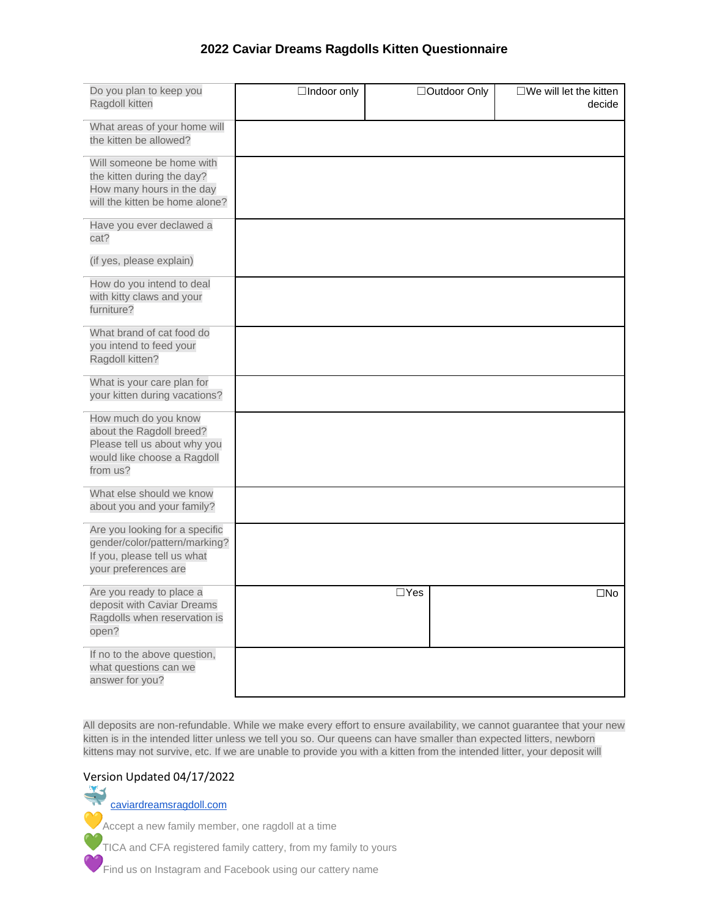## 2022 Caviar Dreams Ragdolls Kitten Questionnaire

| Question | | | |
|---|---|---|---|
| Do you plan to keep you Ragdoll kitten | ☐Indoor only | ☐Outdoor Only | ☐We will let the kitten decide |
| What areas of your home will the kitten be allowed? | | | |
| Will someone be home with the kitten during the day? How many hours in the day will the kitten be home alone? | | | |
| Have you ever declawed a cat? (if yes, please explain) | | | |
| How do you intend to deal with kitty claws and your furniture? | | | |
| What brand of cat food do you intend to feed your Ragdoll kitten? | | | |
| What is your care plan for your kitten during vacations? | | | |
| How much do you know about the Ragdoll breed? Please tell us about why you would like choose a Ragdoll from us? | | | |
| What else should we know about you and your family? | | | |
| Are you looking for a specific gender/color/pattern/marking? If you, please tell us what your preferences are | | | |
| Are you ready to place a deposit with Caviar Dreams Ragdolls when reservation is open? | ☐Yes | ☐No | |
| If no to the above question, what questions can we answer for you? | | | |

All deposits are non-refundable. While we make every effort to ensure availability, we cannot guarantee that your new kitten is in the intended litter unless we tell you so. Our queens can have smaller than expected litters, newborn kittens may not survive, etc. If we are unable to provide you with a kitten from the intended litter, your deposit will

Version Updated 04/17/2022

🐳 caviardreamsragdoll.com

💛Accept a new family member, one ragdoll at a time

💚TICA and CFA registered family cattery, from my family to yours

💜Find us on Instagram and Facebook using our cattery name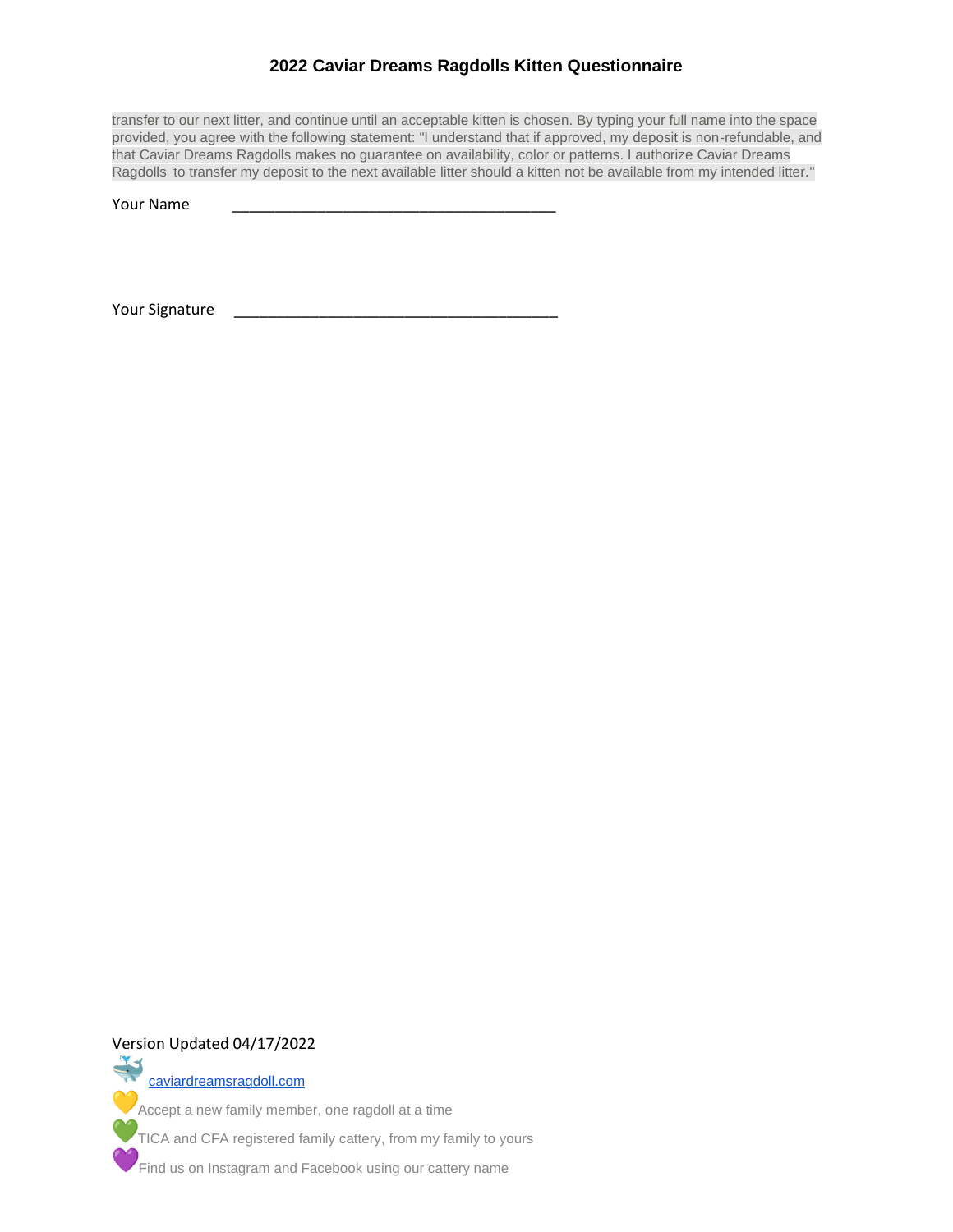## 2022 Caviar Dreams Ragdolls Kitten Questionnaire

transfer to our next litter, and continue until an acceptable kitten is chosen. By typing your full name into the space provided, you agree with the following statement: "I understand that if approved, my deposit is non-refundable, and that Caviar Dreams Ragdolls makes no guarantee on availability, color or patterns. I authorize Caviar Dreams Ragdolls to transfer my deposit to the next available litter should a kitten not be available from my intended litter."

Your Name \_\_\_\_\_\_\_\_\_\_\_\_\_\_\_\_\_\_\_\_\_\_\_\_\_\_\_\_\_\_\_\_\_\_\_\_\_\_\_\_

Your Signature \_\_\_\_\_\_\_\_\_\_\_\_\_\_\_\_\_\_\_\_\_\_\_\_\_\_\_\_\_\_\_\_\_\_\_\_\_\_\_\_

Version Updated 04/17/2022

🐳 caviardreamsragdoll.com

💛Accept a new family member, one ragdoll at a time

💚TICA and CFA registered family cattery, from my family to yours

💜Find us on Instagram and Facebook using our cattery name